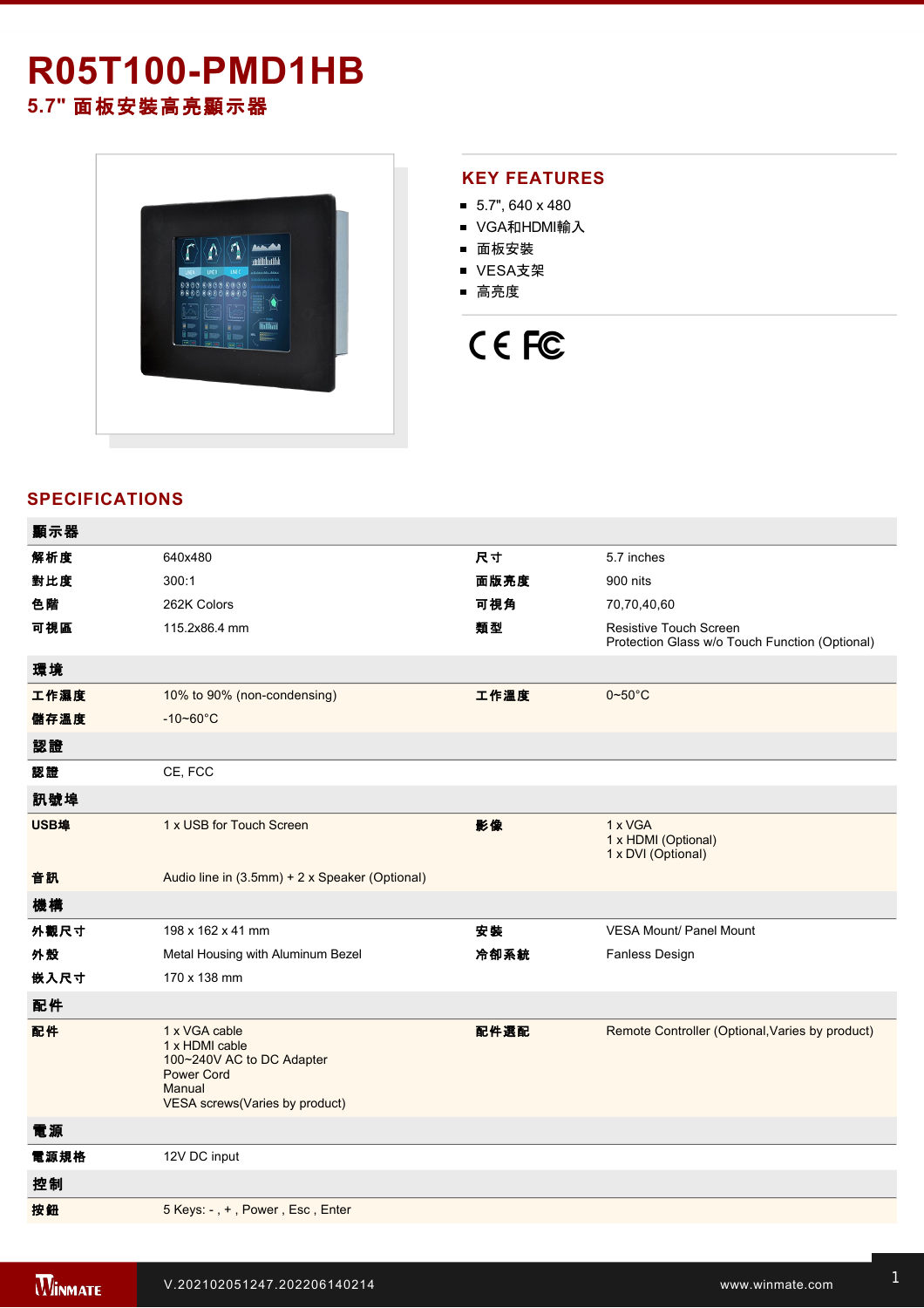# R05T100-PMD1HB

## 5.7" 面板安裝高亮顯示器

## KEY FEATURES

- 5.7", 640 x 480
- VGA和HDMI輸入
- 面板安裝
- VESA支架
- 高亮度

## SPECIFICATIONS

| 顯示器 | | | |
|---|---|---|---|
| 解析度 | 640x480 | 尺寸 | 5.7 inches |
| 對比度 | 300:1 | 面版亮度 | 900 nits |
| 色階 | 262K Colors | 可視角 | 70,70,40,60 |
| 可視區 | 115.2x86.4 mm | 類型 | Resistive Touch Screen<br>Protection Glass w/o Touch Function (Optional) |
| **環境** | | | |
| 工作濕度 | 10% to 90% (non-condensing) | 工作溫度 | 0~50°C |
| 儲存溫度 | -10~60°C | | |
| **認證** | | | |
| 認證 | CE, FCC | | |
| **訊號埠** | | | |
| USB埠 | 1 x USB for Touch Screen | 影像 | 1 x VGA<br>1 x HDMI (Optional)<br>1 x DVI (Optional) |
| 音訊 | Audio line in (3.5mm) + 2 x Speaker (Optional) | | |
| **機構** | | | |
| 外觀尺寸 | 198 x 162 x 41 mm | 安裝 | VESA Mount/ Panel Mount |
| 外殼 | Metal Housing with Aluminum Bezel | 冷卻系統 | Fanless Design |
| 嵌入尺寸 | 170 x 138 mm | | |
| **配件** | | | |
| 配件 | 1 x VGA cable<br>1 x HDMI cable<br>100~240V AC to DC Adapter<br>Power Cord<br>Manual<br>VESA screws(Varies by product) | 配件選配 | Remote Controller (Optional,Varies by product) |
| **電源** | | | |
| 電源規格 | 12V DC input | | |
| **控制** | | | |
| 按鈕 | 5 Keys: - , + , Power , Esc , Enter | | |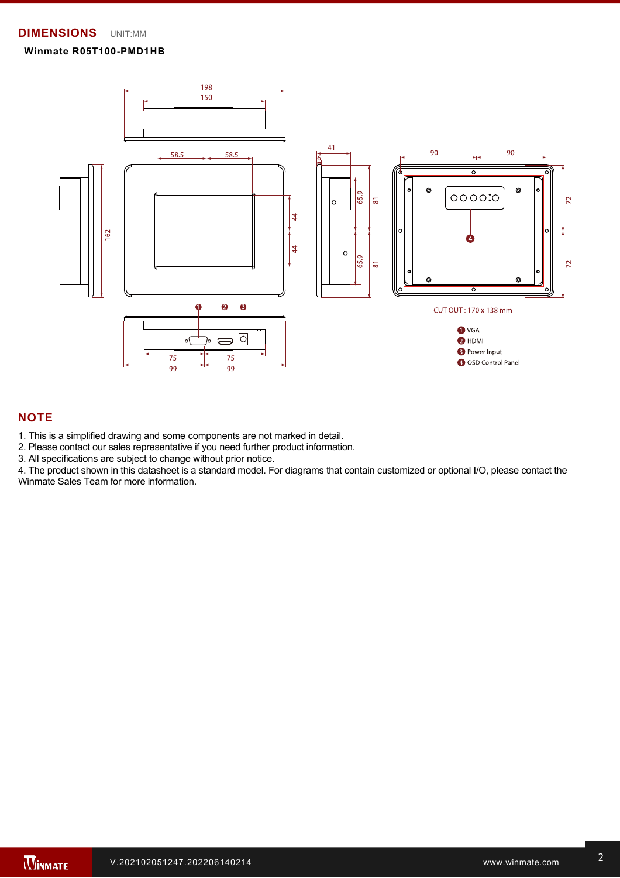## DIMENSIONS UNIT:MM

**Winmate R05T100-PMD1HB**

198
150
58.5
58.5
162
44
44
41
6
65.9
65.9
81
81
90
90
72
72
75
75
99
99

CUT OUT : 170 x 138 mm

1 VGA
2 HDMI
3 Power Input
4 OSD Control Panel

## NOTE

1. This is a simplified drawing and some components are not marked in detail.
2. Please contact our sales representative if you need further product information.
3. All specifications are subject to change without prior notice.
4. The product shown in this datasheet is a standard model. For diagrams that contain customized or optional I/O, please contact the Winmate Sales Team for more information.